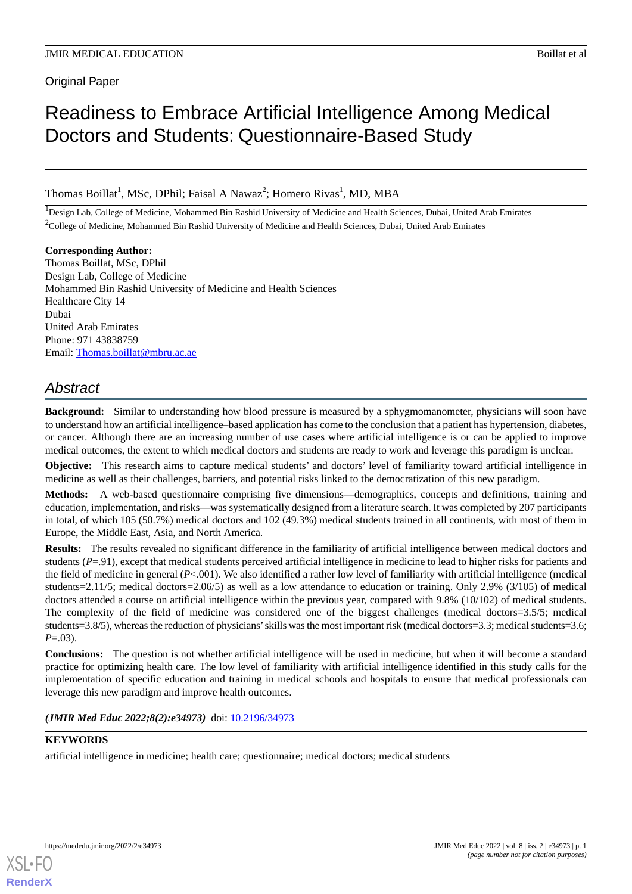Original Paper

# Readiness to Embrace Artificial Intelligence Among Medical Doctors and Students: Questionnaire-Based Study

Thomas Boillat[1], MSc, DPhil; Faisal A Nawaz[2]; Homero Rivas[1], MD, MBA

[1]Design Lab, College of Medicine, Mohammed Bin Rashid University of Medicine and Health Sciences, Dubai, United Arab Emirates

[2]College of Medicine, Mohammed Bin Rashid University of Medicine and Health Sciences, Dubai, United Arab Emirates

**Corresponding Author:**
Thomas Boillat, MSc, DPhil
Design Lab, College of Medicine
Mohammed Bin Rashid University of Medicine and Health Sciences
Healthcare City 14
Dubai
United Arab Emirates
Phone: 971 43838759
Email: Thomas.boillat@mbru.ac.ae

## Abstract

**Background:** Similar to understanding how blood pressure is measured by a sphygmomanometer, physicians will soon have to understand how an artificial intelligence–based application has come to the conclusion that a patient has hypertension, diabetes, or cancer. Although there are an increasing number of use cases where artificial intelligence is or can be applied to improve medical outcomes, the extent to which medical doctors and students are ready to work and leverage this paradigm is unclear.

**Objective:** This research aims to capture medical students' and doctors' level of familiarity toward artificial intelligence in medicine as well as their challenges, barriers, and potential risks linked to the democratization of this new paradigm.

**Methods:** A web-based questionnaire comprising five dimensions—demographics, concepts and definitions, training and education, implementation, and risks—was systematically designed from a literature search. It was completed by 207 participants in total, of which 105 (50.7%) medical doctors and 102 (49.3%) medical students trained in all continents, with most of them in Europe, the Middle East, Asia, and North America.

**Results:** The results revealed no significant difference in the familiarity of artificial intelligence between medical doctors and students ($P$=.91), except that medical students perceived artificial intelligence in medicine to lead to higher risks for patients and the field of medicine in general ($P$<.001). We also identified a rather low level of familiarity with artificial intelligence (medical students=2.11/5; medical doctors=2.06/5) as well as a low attendance to education or training. Only 2.9% (3/105) of medical doctors attended a course on artificial intelligence within the previous year, compared with 9.8% (10/102) of medical students. The complexity of the field of medicine was considered one of the biggest challenges (medical doctors=3.5/5; medical students=3.8/5), whereas the reduction of physicians' skills was the most important risk (medical doctors=3.3; medical students=3.6; $P$=.03).

**Conclusions:** The question is not whether artificial intelligence will be used in medicine, but when it will become a standard practice for optimizing health care. The low level of familiarity with artificial intelligence identified in this study calls for the implementation of specific education and training in medical schools and hospitals to ensure that medical professionals can leverage this new paradigm and improve health outcomes.

***(JMIR Med Educ 2022;8(2):e34973)*** doi: 10.2196/34973

**KEYWORDS**

artificial intelligence in medicine; health care; questionnaire; medical doctors; medical students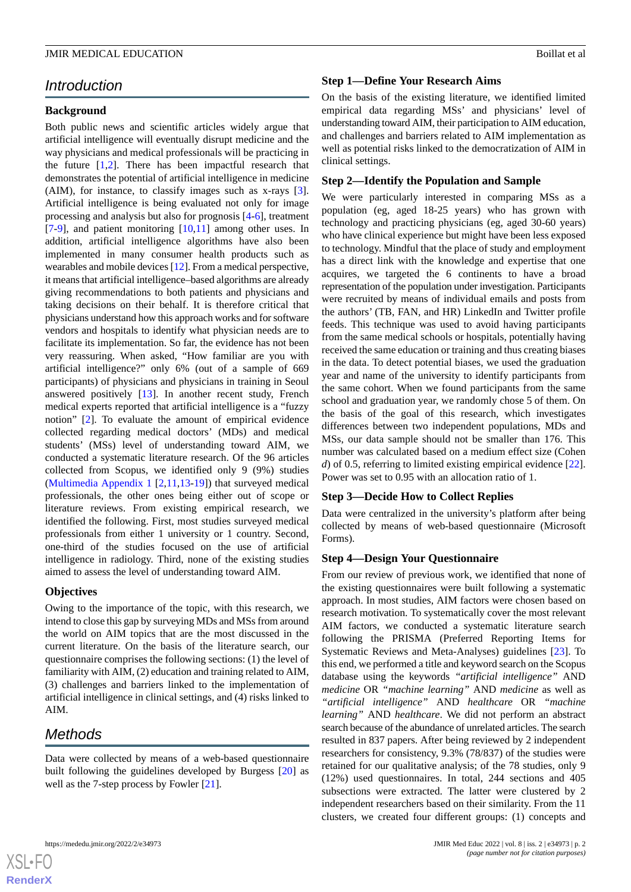## Introduction

### Background

Both public news and scientific articles widely argue that artificial intelligence will eventually disrupt medicine and the way physicians and medical professionals will be practicing in the future [1,2]. There has been impactful research that demonstrates the potential of artificial intelligence in medicine (AIM), for instance, to classify images such as x-rays [3]. Artificial intelligence is being evaluated not only for image processing and analysis but also for prognosis [4-6], treatment [7-9], and patient monitoring [10,11] among other uses. In addition, artificial intelligence algorithms have also been implemented in many consumer health products such as wearables and mobile devices [12]. From a medical perspective, it means that artificial intelligence–based algorithms are already giving recommendations to both patients and physicians and taking decisions on their behalf. It is therefore critical that physicians understand how this approach works and for software vendors and hospitals to identify what physician needs are to facilitate its implementation. So far, the evidence has not been very reassuring. When asked, "How familiar are you with artificial intelligence?" only 6% (out of a sample of 669 participants) of physicians and physicians in training in Seoul answered positively [13]. In another recent study, French medical experts reported that artificial intelligence is a "fuzzy notion" [2]. To evaluate the amount of empirical evidence collected regarding medical doctors' (MDs) and medical students' (MSs) level of understanding toward AIM, we conducted a systematic literature research. Of the 96 articles collected from Scopus, we identified only 9 (9%) studies (Multimedia Appendix 1 [2,11,13-19]) that surveyed medical professionals, the other ones being either out of scope or literature reviews. From existing empirical research, we identified the following. First, most studies surveyed medical professionals from either 1 university or 1 country. Second, one-third of the studies focused on the use of artificial intelligence in radiology. Third, none of the existing studies aimed to assess the level of understanding toward AIM.

### Objectives

Owing to the importance of the topic, with this research, we intend to close this gap by surveying MDs and MSs from around the world on AIM topics that are the most discussed in the current literature. On the basis of the literature search, our questionnaire comprises the following sections: (1) the level of familiarity with AIM, (2) education and training related to AIM, (3) challenges and barriers linked to the implementation of artificial intelligence in clinical settings, and (4) risks linked to AIM.

## Methods

Data were collected by means of a web-based questionnaire built following the guidelines developed by Burgess [20] as well as the 7-step process by Fowler [21].

### Step 1—Define Your Research Aims

On the basis of the existing literature, we identified limited empirical data regarding MSs' and physicians' level of understanding toward AIM, their participation to AIM education, and challenges and barriers related to AIM implementation as well as potential risks linked to the democratization of AIM in clinical settings.

### Step 2—Identify the Population and Sample

We were particularly interested in comparing MSs as a population (eg, aged 18-25 years) who has grown with technology and practicing physicians (eg, aged 30-60 years) who have clinical experience but might have been less exposed to technology. Mindful that the place of study and employment has a direct link with the knowledge and expertise that one acquires, we targeted the 6 continents to have a broad representation of the population under investigation. Participants were recruited by means of individual emails and posts from the authors' (TB, FAN, and HR) LinkedIn and Twitter profile feeds. This technique was used to avoid having participants from the same medical schools or hospitals, potentially having received the same education or training and thus creating biases in the data. To detect potential biases, we used the graduation year and name of the university to identify participants from the same cohort. When we found participants from the same school and graduation year, we randomly chose 5 of them. On the basis of the goal of this research, which investigates differences between two independent populations, MDs and MSs, our data sample should not be smaller than 176. This number was calculated based on a medium effect size (Cohen *d*) of 0.5, referring to limited existing empirical evidence [22]. Power was set to 0.95 with an allocation ratio of 1.

### Step 3—Decide How to Collect Replies

Data were centralized in the university's platform after being collected by means of web-based questionnaire (Microsoft Forms).

### Step 4—Design Your Questionnaire

From our review of previous work, we identified that none of the existing questionnaires were built following a systematic approach. In most studies, AIM factors were chosen based on research motivation. To systematically cover the most relevant AIM factors, we conducted a systematic literature search following the PRISMA (Preferred Reporting Items for Systematic Reviews and Meta-Analyses) guidelines [23]. To this end, we performed a title and keyword search on the Scopus database using the keywords *"artificial intelligence"* AND *medicine* OR *"machine learning"* AND *medicine* as well as *"artificial intelligence"* AND *healthcare* OR *"machine learning"* AND *healthcare*. We did not perform an abstract search because of the abundance of unrelated articles. The search resulted in 837 papers. After being reviewed by 2 independent researchers for consistency, 9.3% (78/837) of the studies were retained for our qualitative analysis; of the 78 studies, only 9 (12%) used questionnaires. In total, 244 sections and 405 subsections were extracted. The latter were clustered by 2 independent researchers based on their similarity. From the 11 clusters, we created four different groups: (1) concepts and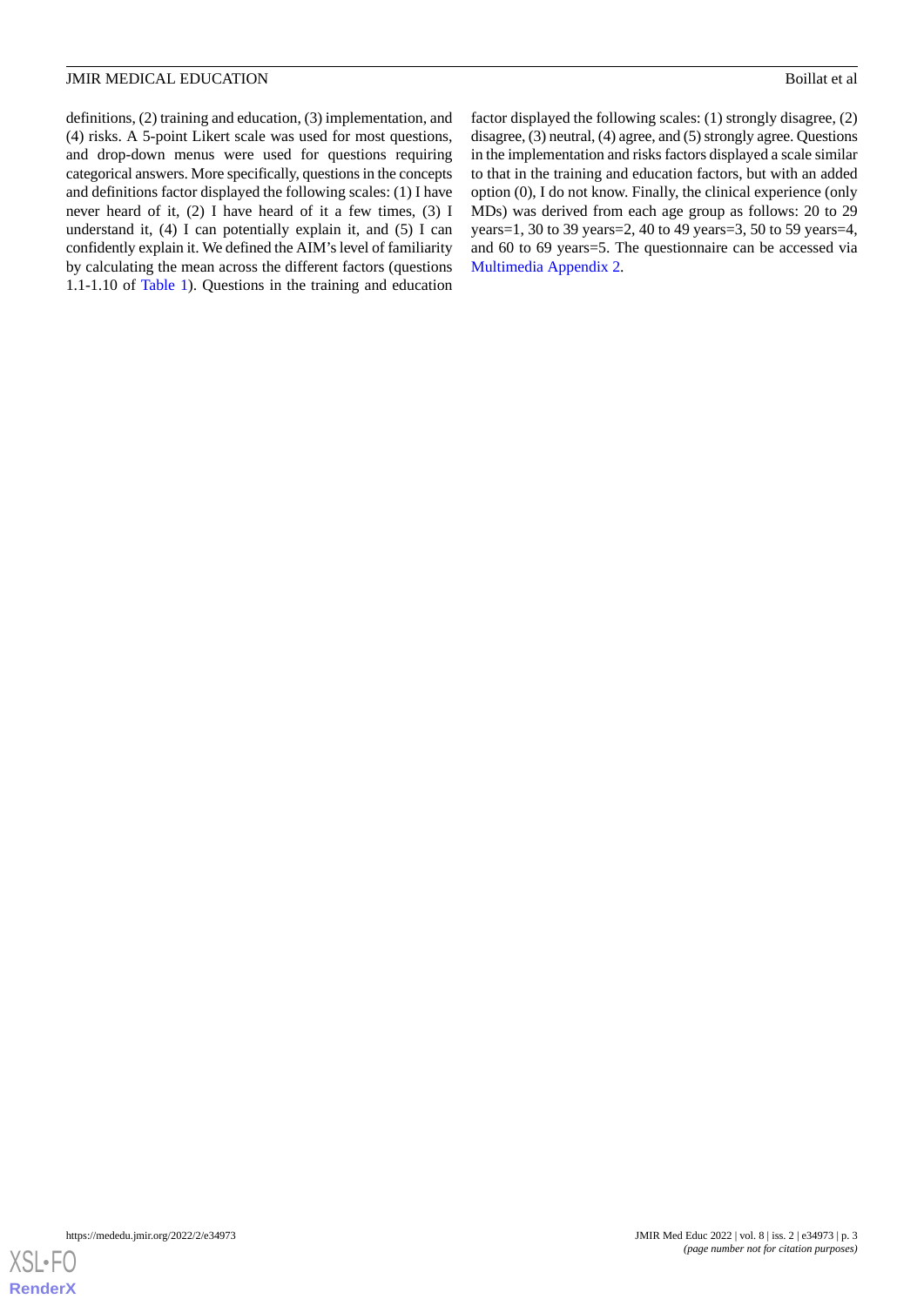definitions, (2) training and education, (3) implementation, and (4) risks. A 5-point Likert scale was used for most questions, and drop-down menus were used for questions requiring categorical answers. More specifically, questions in the concepts and definitions factor displayed the following scales: (1) I have never heard of it, (2) I have heard of it a few times, (3) I understand it, (4) I can potentially explain it, and (5) I can confidently explain it. We defined the AIM's level of familiarity by calculating the mean across the different factors (questions 1.1-1.10 of Table 1). Questions in the training and education factor displayed the following scales: (1) strongly disagree, (2) disagree, (3) neutral, (4) agree, and (5) strongly agree. Questions in the implementation and risks factors displayed a scale similar to that in the training and education factors, but with an added option (0), I do not know. Finally, the clinical experience (only MDs) was derived from each age group as follows: 20 to 29 years=1, 30 to 39 years=2, 40 to 49 years=3, 50 to 59 years=4, and 60 to 69 years=5. The questionnaire can be accessed via Multimedia Appendix 2.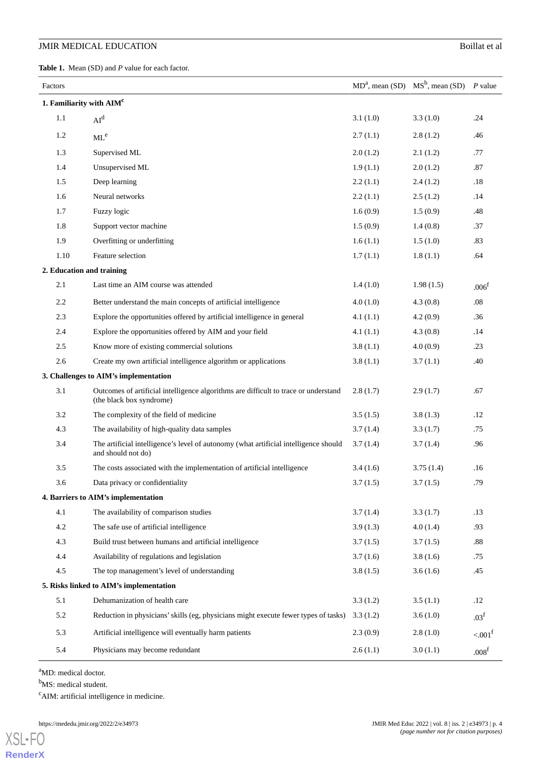**Table 1.** Mean (SD) and *P* value for each factor.

| Factors | | MD[a], mean (SD) | MS[b], mean (SD) | *P* value |
|---|---|---|---|---|
| **1. Familiarity with AIM[c]** | | | | |
| 1.1 | AI[d] | 3.1 (1.0) | 3.3 (1.0) | .24 |
| 1.2 | ML[e] | 2.7 (1.1) | 2.8 (1.2) | .46 |
| 1.3 | Supervised ML | 2.0 (1.2) | 2.1 (1.2) | .77 |
| 1.4 | Unsupervised ML | 1.9 (1.1) | 2.0 (1.2) | .87 |
| 1.5 | Deep learning | 2.2 (1.1) | 2.4 (1.2) | .18 |
| 1.6 | Neural networks | 2.2 (1.1) | 2.5 (1.2) | .14 |
| 1.7 | Fuzzy logic | 1.6 (0.9) | 1.5 (0.9) | .48 |
| 1.8 | Support vector machine | 1.5 (0.9) | 1.4 (0.8) | .37 |
| 1.9 | Overfitting or underfitting | 1.6 (1.1) | 1.5 (1.0) | .83 |
| 1.10 | Feature selection | 1.7 (1.1) | 1.8 (1.1) | .64 |
| **2. Education and training** | | | | |
| 2.1 | Last time an AIM course was attended | 1.4 (1.0) | 1.98 (1.5) | .006[f] |
| 2.2 | Better understand the main concepts of artificial intelligence | 4.0 (1.0) | 4.3 (0.8) | .08 |
| 2.3 | Explore the opportunities offered by artificial intelligence in general | 4.1 (1.1) | 4.2 (0.9) | .36 |
| 2.4 | Explore the opportunities offered by AIM and your field | 4.1 (1.1) | 4.3 (0.8) | .14 |
| 2.5 | Know more of existing commercial solutions | 3.8 (1.1) | 4.0 (0.9) | .23 |
| 2.6 | Create my own artificial intelligence algorithm or applications | 3.8 (1.1) | 3.7 (1.1) | .40 |
| **3. Challenges to AIM's implementation** | | | | |
| 3.1 | Outcomes of artificial intelligence algorithms are difficult to trace or understand (the black box syndrome) | 2.8 (1.7) | 2.9 (1.7) | .67 |
| 3.2 | The complexity of the field of medicine | 3.5 (1.5) | 3.8 (1.3) | .12 |
| 4.3 | The availability of high-quality data samples | 3.7 (1.4) | 3.3 (1.7) | .75 |
| 3.4 | The artificial intelligence's level of autonomy (what artificial intelligence should and should not do) | 3.7 (1.4) | 3.7 (1.4) | .96 |
| 3.5 | The costs associated with the implementation of artificial intelligence | 3.4 (1.6) | 3.75 (1.4) | .16 |
| 3.6 | Data privacy or confidentiality | 3.7 (1.5) | 3.7 (1.5) | .79 |
| **4. Barriers to AIM's implementation** | | | | |
| 4.1 | The availability of comparison studies | 3.7 (1.4) | 3.3 (1.7) | .13 |
| 4.2 | The safe use of artificial intelligence | 3.9 (1.3) | 4.0 (1.4) | .93 |
| 4.3 | Build trust between humans and artificial intelligence | 3.7 (1.5) | 3.7 (1.5) | .88 |
| 4.4 | Availability of regulations and legislation | 3.7 (1.6) | 3.8 (1.6) | .75 |
| 4.5 | The top management's level of understanding | 3.8 (1.5) | 3.6 (1.6) | .45 |
| **5. Risks linked to AIM's implementation** | | | | |
| 5.1 | Dehumanization of health care | 3.3 (1.2) | 3.5 (1.1) | .12 |
| 5.2 | Reduction in physicians' skills (eg, physicians might execute fewer types of tasks) | 3.3 (1.2) | 3.6 (1.0) | .03[f] |
| 5.3 | Artificial intelligence will eventually harm patients | 2.3 (0.9) | 2.8 (1.0) | <.001[f] |
| 5.4 | Physicians may become redundant | 2.6 (1.1) | 3.0 (1.1) | .008[f] |

[a]MD: medical doctor.

[b]MS: medical student.

[c]AIM: artificial intelligence in medicine.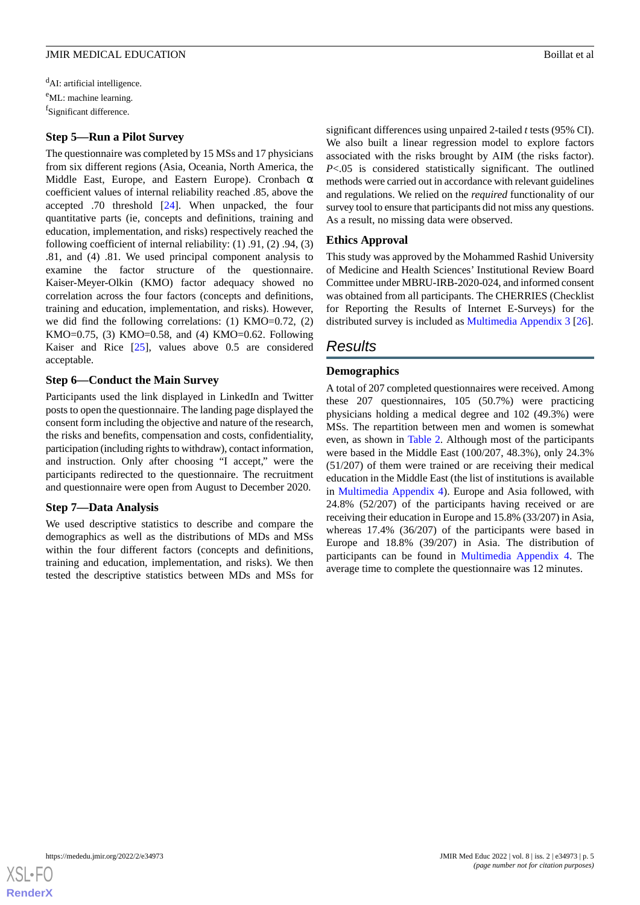[d]AI: artificial intelligence.

[e]ML: machine learning.

[f]Significant difference.

### Step 5—Run a Pilot Survey

The questionnaire was completed by 15 MSs and 17 physicians from six different regions (Asia, Oceania, North America, the Middle East, Europe, and Eastern Europe). Cronbach α coefficient values of internal reliability reached .85, above the accepted .70 threshold [24]. When unpacked, the four quantitative parts (ie, concepts and definitions, training and education, implementation, and risks) respectively reached the following coefficient of internal reliability: (1) .91, (2) .94, (3) .81, and (4) .81. We used principal component analysis to examine the factor structure of the questionnaire. Kaiser-Meyer-Olkin (KMO) factor adequacy showed no correlation across the four factors (concepts and definitions, training and education, implementation, and risks). However, we did find the following correlations: (1) KMO=0.72, (2) KMO=0.75, (3) KMO=0.58, and (4) KMO=0.62. Following Kaiser and Rice [25], values above 0.5 are considered acceptable.

### Step 6—Conduct the Main Survey

Participants used the link displayed in LinkedIn and Twitter posts to open the questionnaire. The landing page displayed the consent form including the objective and nature of the research, the risks and benefits, compensation and costs, confidentiality, participation (including rights to withdraw), contact information, and instruction. Only after choosing "I accept," were the participants redirected to the questionnaire. The recruitment and questionnaire were open from August to December 2020.

### Step 7—Data Analysis

We used descriptive statistics to describe and compare the demographics as well as the distributions of MDs and MSs within the four different factors (concepts and definitions, training and education, implementation, and risks). We then tested the descriptive statistics between MDs and MSs for significant differences using unpaired 2-tailed *t* tests (95% CI). We also built a linear regression model to explore factors associated with the risks brought by AIM (the risks factor). $P<.05$ is considered statistically significant. The outlined methods were carried out in accordance with relevant guidelines and regulations. We relied on the *required* functionality of our survey tool to ensure that participants did not miss any questions. As a result, no missing data were observed.

### Ethics Approval

This study was approved by the Mohammed Rashid University of Medicine and Health Sciences' Institutional Review Board Committee under MBRU-IRB-2020-024, and informed consent was obtained from all participants. The CHERRIES (Checklist for Reporting the Results of Internet E-Surveys) for the distributed survey is included as Multimedia Appendix 3 [26].

## Results

### Demographics

A total of 207 completed questionnaires were received. Among these 207 questionnaires, 105 (50.7%) were practicing physicians holding a medical degree and 102 (49.3%) were MSs. The repartition between men and women is somewhat even, as shown in Table 2. Although most of the participants were based in the Middle East (100/207, 48.3%), only 24.3% (51/207) of them were trained or are receiving their medical education in the Middle East (the list of institutions is available in Multimedia Appendix 4). Europe and Asia followed, with 24.8% (52/207) of the participants having received or are receiving their education in Europe and 15.8% (33/207) in Asia, whereas 17.4% (36/207) of the participants were based in Europe and 18.8% (39/207) in Asia. The distribution of participants can be found in Multimedia Appendix 4. The average time to complete the questionnaire was 12 minutes.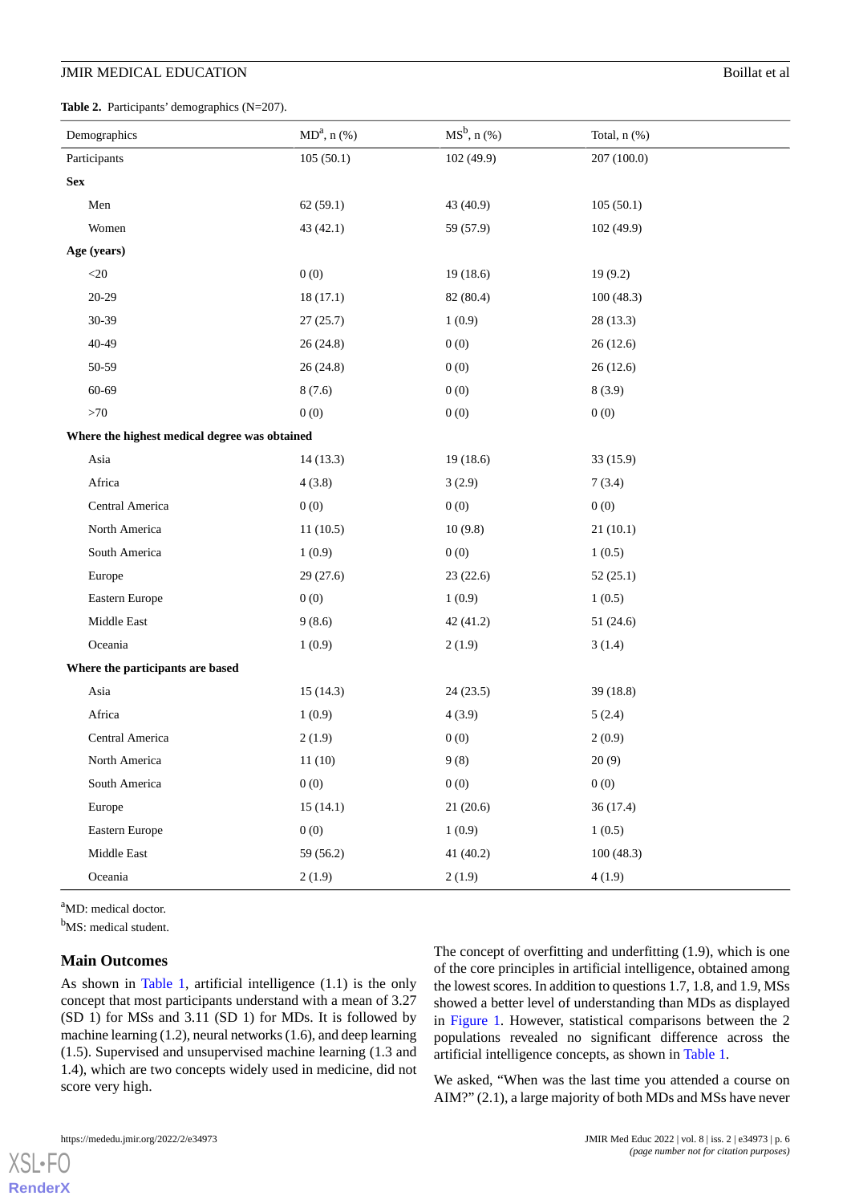**Table 2.** Participants' demographics (N=207).

| Demographics | MD[a], n (%) | MS[b], n (%) | Total, n (%) |
|---|---|---|---|
| Participants | 105 (50.1) | 102 (49.9) | 207 (100.0) |
| **Sex** | | | |
| Men | 62 (59.1) | 43 (40.9) | 105 (50.1) |
| Women | 43 (42.1) | 59 (57.9) | 102 (49.9) |
| **Age (years)** | | | |
| <20 | 0 (0) | 19 (18.6) | 19 (9.2) |
| 20-29 | 18 (17.1) | 82 (80.4) | 100 (48.3) |
| 30-39 | 27 (25.7) | 1 (0.9) | 28 (13.3) |
| 40-49 | 26 (24.8) | 0 (0) | 26 (12.6) |
| 50-59 | 26 (24.8) | 0 (0) | 26 (12.6) |
| 60-69 | 8 (7.6) | 0 (0) | 8 (3.9) |
| >70 | 0 (0) | 0 (0) | 0 (0) |
| **Where the highest medical degree was obtained** | | | |
| Asia | 14 (13.3) | 19 (18.6) | 33 (15.9) |
| Africa | 4 (3.8) | 3 (2.9) | 7 (3.4) |
| Central America | 0 (0) | 0 (0) | 0 (0) |
| North America | 11 (10.5) | 10 (9.8) | 21 (10.1) |
| South America | 1 (0.9) | 0 (0) | 1 (0.5) |
| Europe | 29 (27.6) | 23 (22.6) | 52 (25.1) |
| Eastern Europe | 0 (0) | 1 (0.9) | 1 (0.5) |
| Middle East | 9 (8.6) | 42 (41.2) | 51 (24.6) |
| Oceania | 1 (0.9) | 2 (1.9) | 3 (1.4) |
| **Where the participants are based** | | | |
| Asia | 15 (14.3) | 24 (23.5) | 39 (18.8) |
| Africa | 1 (0.9) | 4 (3.9) | 5 (2.4) |
| Central America | 2 (1.9) | 0 (0) | 2 (0.9) |
| North America | 11 (10) | 9 (8) | 20 (9) |
| South America | 0 (0) | 0 (0) | 0 (0) |
| Europe | 15 (14.1) | 21 (20.6) | 36 (17.4) |
| Eastern Europe | 0 (0) | 1 (0.9) | 1 (0.5) |
| Middle East | 59 (56.2) | 41 (40.2) | 100 (48.3) |
| Oceania | 2 (1.9) | 2 (1.9) | 4 (1.9) |

[a]MD: medical doctor.

[b]MS: medical student.

## Main Outcomes

As shown in Table 1, artificial intelligence (1.1) is the only concept that most participants understand with a mean of 3.27 (SD 1) for MSs and 3.11 (SD 1) for MDs. It is followed by machine learning (1.2), neural networks (1.6), and deep learning (1.5). Supervised and unsupervised machine learning (1.3 and 1.4), which are two concepts widely used in medicine, did not score very high.

The concept of overfitting and underfitting (1.9), which is one of the core principles in artificial intelligence, obtained among the lowest scores. In addition to questions 1.7, 1.8, and 1.9, MSs showed a better level of understanding than MDs as displayed in Figure 1. However, statistical comparisons between the 2 populations revealed no significant difference across the artificial intelligence concepts, as shown in Table 1.

We asked, "When was the last time you attended a course on AIM?" (2.1), a large majority of both MDs and MSs have never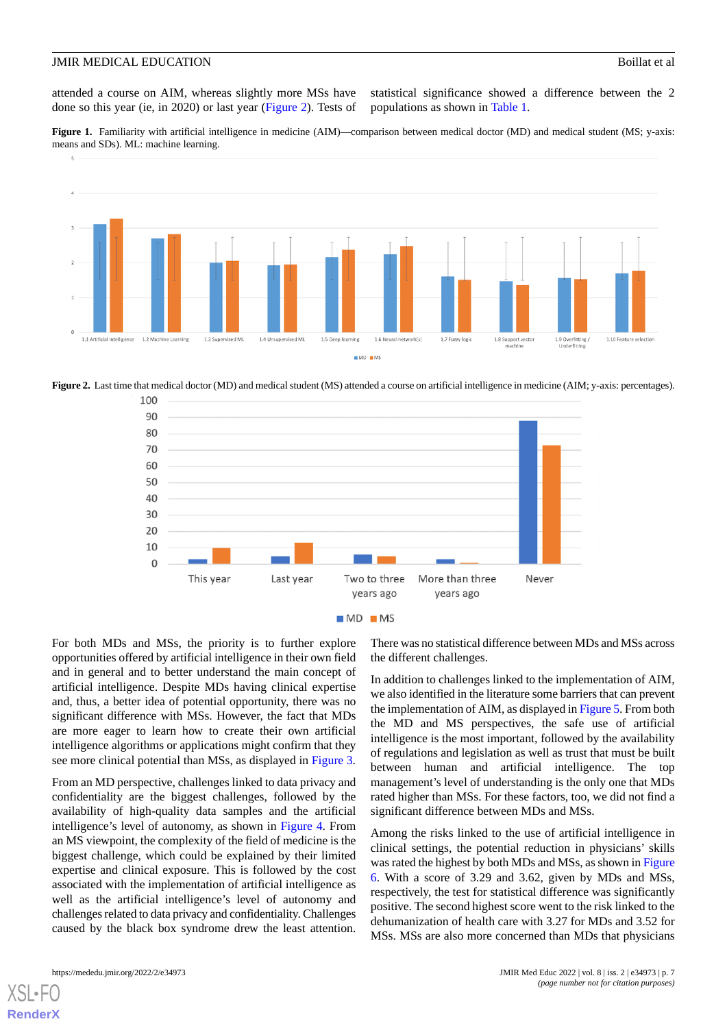attended a course on AIM, whereas slightly more MSs have done so this year (ie, in 2020) or last year (Figure 2). Tests of statistical significance showed a difference between the 2 populations as shown in Table 1.

**Figure 1.** Familiarity with artificial intelligence in medicine (AIM)—comparison between medical doctor (MD) and medical student (MS; y-axis: means and SDs). ML: machine learning.

5
4
3
2
1
0
1.1 Artificial Intelligence
1.2 Machine Learning
1.3 Supervised ML
1.4 Unsupervised ML
1.5 Deep learning
1.6 Neural network(s)
1.7 Fuzzy logic
1.8 Support vector machine
1.9 Overfitting / Underfitting
1.10 Feature selection
MD MS

**Figure 2.** Last time that medical doctor (MD) and medical student (MS) attended a course on artificial intelligence in medicine (AIM; y-axis: percentages).

100
90
80
70
60
50
40
30
20
10
0
This year
Last year
Two to three years ago
More than three years ago
Never
MD MS

For both MDs and MSs, the priority is to further explore opportunities offered by artificial intelligence in their own field and in general and to better understand the main concept of artificial intelligence. Despite MDs having clinical expertise and, thus, a better idea of potential opportunity, there was no significant difference with MSs. However, the fact that MDs are more eager to learn how to create their own artificial intelligence algorithms or applications might confirm that they see more clinical potential than MSs, as displayed in Figure 3.

From an MD perspective, challenges linked to data privacy and confidentiality are the biggest challenges, followed by the availability of high-quality data samples and the artificial intelligence's level of autonomy, as shown in Figure 4. From an MS viewpoint, the complexity of the field of medicine is the biggest challenge, which could be explained by their limited expertise and clinical exposure. This is followed by the cost associated with the implementation of artificial intelligence as well as the artificial intelligence's level of autonomy and challenges related to data privacy and confidentiality. Challenges caused by the black box syndrome drew the least attention. There was no statistical difference between MDs and MSs across the different challenges.

In addition to challenges linked to the implementation of AIM, we also identified in the literature some barriers that can prevent the implementation of AIM, as displayed in Figure 5. From both the MD and MS perspectives, the safe use of artificial intelligence is the most important, followed by the availability of regulations and legislation as well as trust that must be built between human and artificial intelligence. The top management's level of understanding is the only one that MDs rated higher than MSs. For these factors, too, we did not find a significant difference between MDs and MSs.

Among the risks linked to the use of artificial intelligence in clinical settings, the potential reduction in physicians' skills was rated the highest by both MDs and MSs, as shown in Figure 6. With a score of 3.29 and 3.62, given by MDs and MSs, respectively, the test for statistical difference was significantly positive. The second highest score went to the risk linked to the dehumanization of health care with 3.27 for MDs and 3.52 for MSs. MSs are also more concerned than MDs that physicians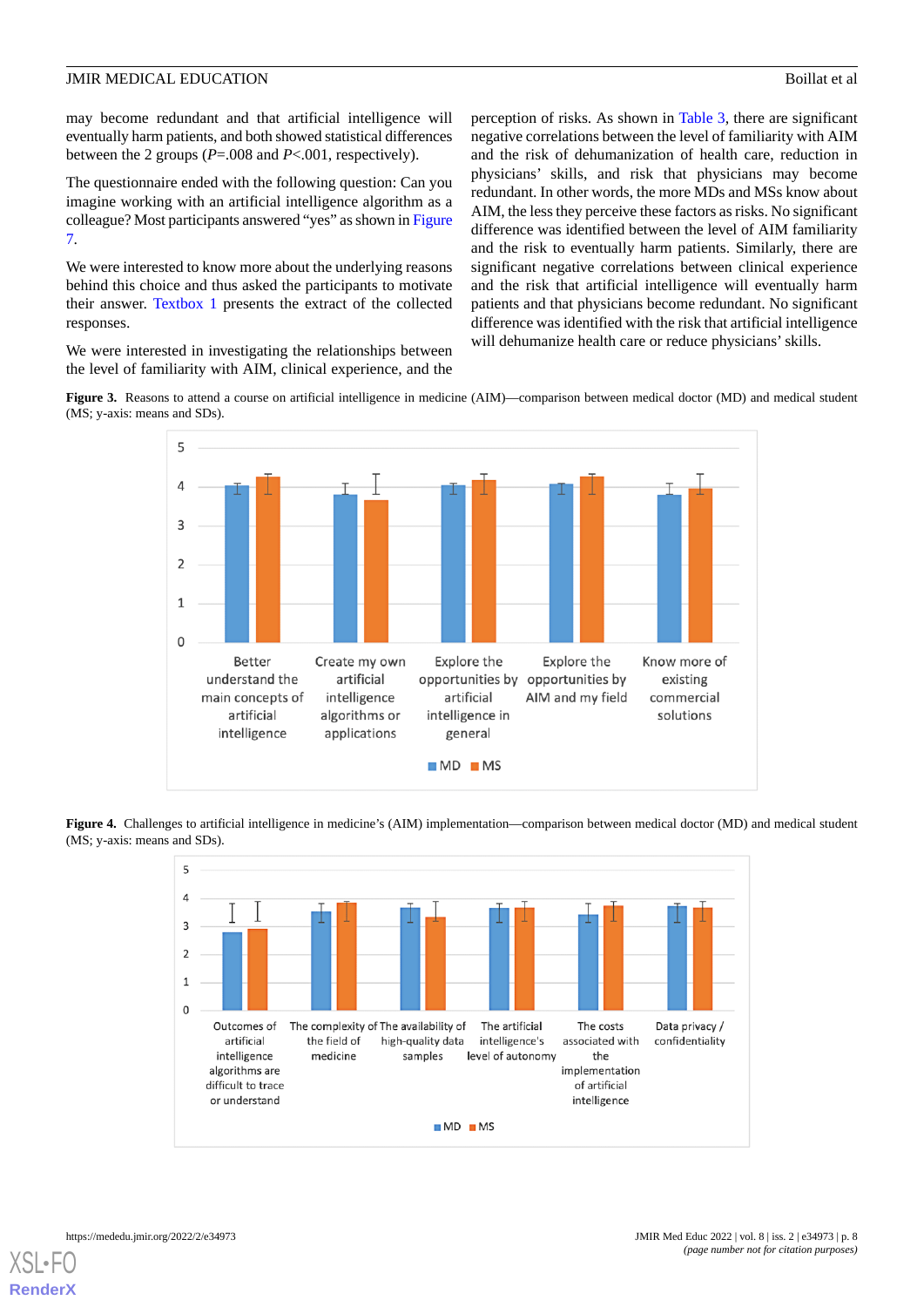may become redundant and that artificial intelligence will eventually harm patients, and both showed statistical differences between the 2 groups (*P*=.008 and *P*<.001, respectively).

The questionnaire ended with the following question: Can you imagine working with an artificial intelligence algorithm as a colleague? Most participants answered "yes" as shown in Figure 7.

We were interested to know more about the underlying reasons behind this choice and thus asked the participants to motivate their answer. Textbox 1 presents the extract of the collected responses.

We were interested in investigating the relationships between the level of familiarity with AIM, clinical experience, and the perception of risks. As shown in Table 3, there are significant negative correlations between the level of familiarity with AIM and the risk of dehumanization of health care, reduction in physicians' skills, and risk that physicians may become redundant. In other words, the more MDs and MSs know about AIM, the less they perceive these factors as risks. No significant difference was identified between the level of AIM familiarity and the risk to eventually harm patients. Similarly, there are significant negative correlations between clinical experience and the risk that artificial intelligence will eventually harm patients and that physicians become redundant. No significant difference was identified with the risk that artificial intelligence will dehumanize health care or reduce physicians' skills.

**Figure 3.** Reasons to attend a course on artificial intelligence in medicine (AIM)—comparison between medical doctor (MD) and medical student (MS; y-axis: means and SDs).

5
4
3
2
1
0
Better understand the main concepts of artificial intelligence
Create my own artificial intelligence algorithms or applications
Explore the opportunities by artificial intelligence in general
Explore the opportunities by AIM and my field
Know more of existing commercial solutions
MD MS

**Figure 4.** Challenges to artificial intelligence in medicine's (AIM) implementation—comparison between medical doctor (MD) and medical student (MS; y-axis: means and SDs).

5
4
3
2
1
0
Outcomes of artificial intelligence algorithms are difficult to trace or understand
The complexity of the field of medicine
The availability of high-quality data samples
The artificial intelligence's level of autonomy
The costs associated with the implementation of artificial intelligence
Data privacy / confidentiality
MD MS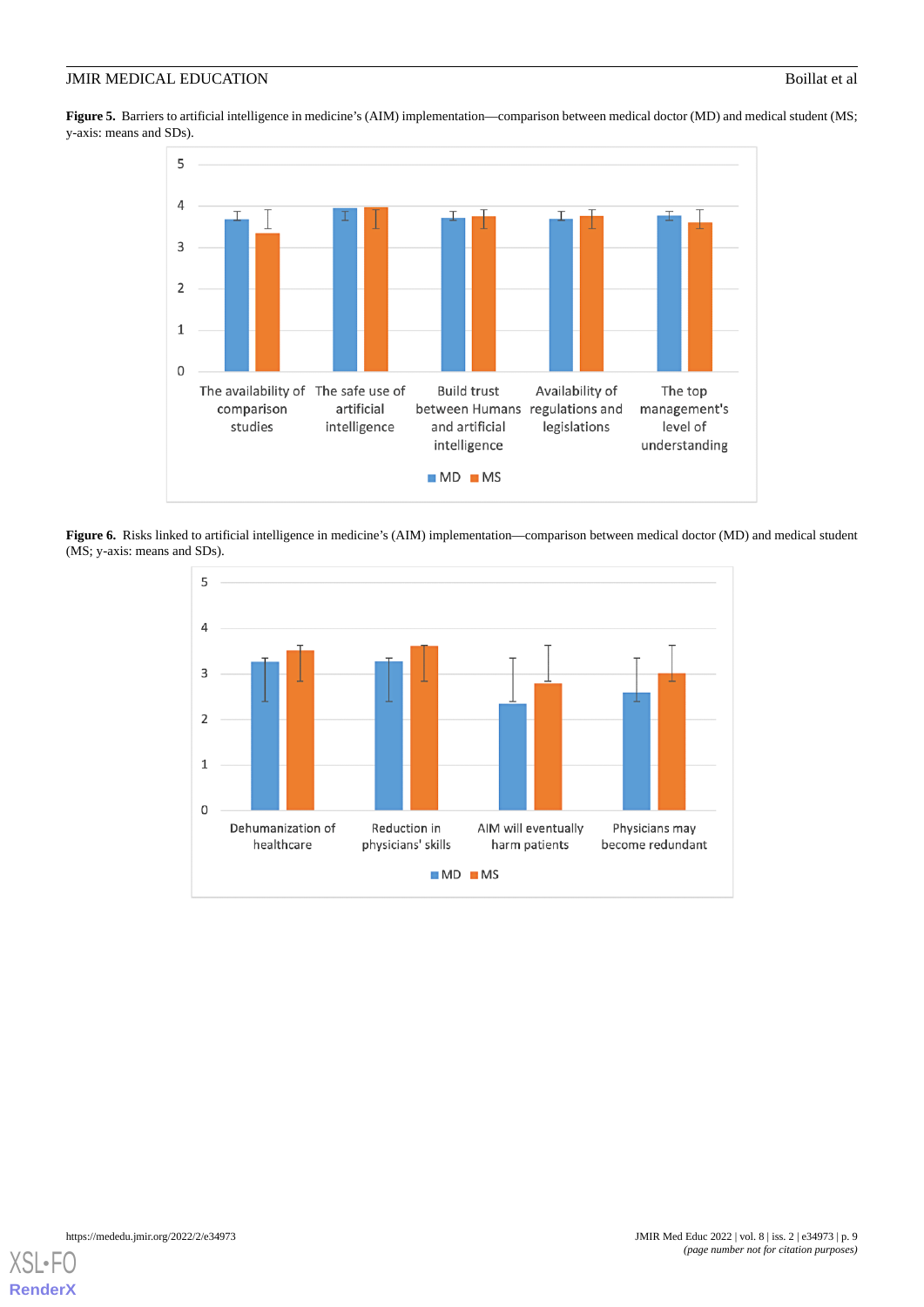**Figure 5.** Barriers to artificial intelligence in medicine's (AIM) implementation—comparison between medical doctor (MD) and medical student (MS; y-axis: means and SDs).

5
4
3
2
1
0

The availability of comparison studies
The safe use of artificial intelligence
Build trust between Humans and artificial intelligence
Availability of regulations and legislations
The top management's level of understanding

MD MS

**Figure 6.** Risks linked to artificial intelligence in medicine's (AIM) implementation—comparison between medical doctor (MD) and medical student (MS; y-axis: means and SDs).

5
4
3
2
1
0

Dehumanization of healthcare
Reduction in physicians' skills
AIM will eventually harm patients
Physicians may become redundant

MD MS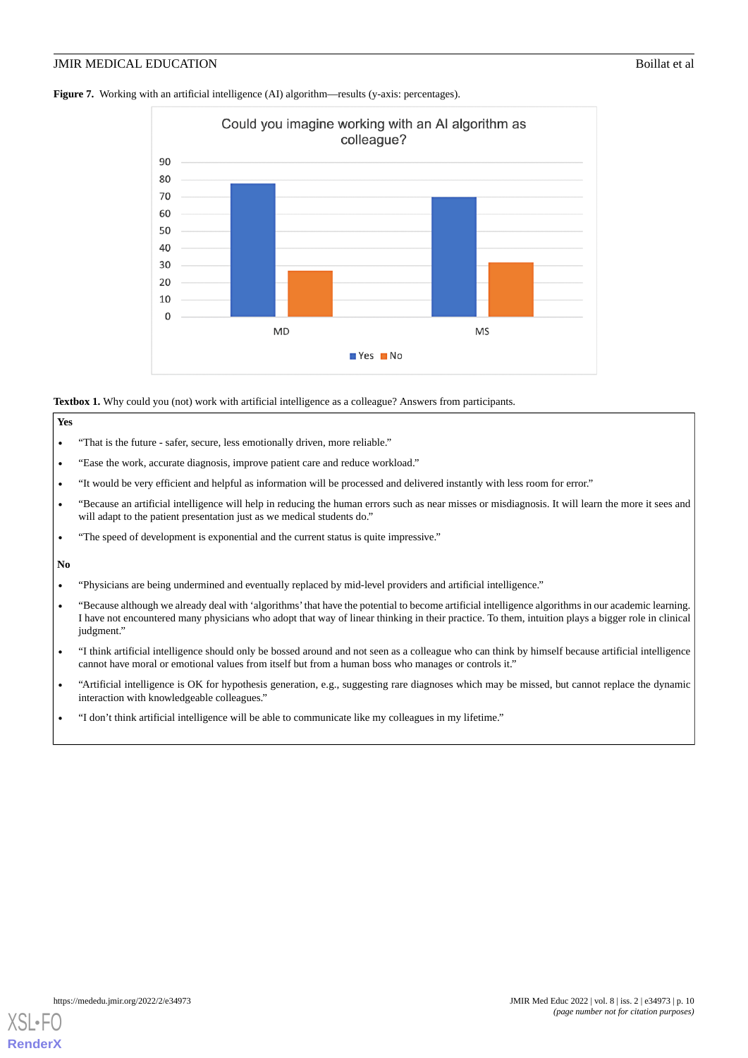**Figure 7.** Working with an artificial intelligence (AI) algorithm—results (y-axis: percentages).

Could you imagine working with an AI algorithm as colleague?

90
80
70
60
50
40
30
20
10
0

MD
MS

Yes No

**Textbox 1.** Why could you (not) work with artificial intelligence as a colleague? Answers from participants.

**Yes**

- "That is the future - safer, secure, less emotionally driven, more reliable."
- "Ease the work, accurate diagnosis, improve patient care and reduce workload."
- "It would be very efficient and helpful as information will be processed and delivered instantly with less room for error."
- "Because an artificial intelligence will help in reducing the human errors such as near misses or misdiagnosis. It will learn the more it sees and will adapt to the patient presentation just as we medical students do."
- "The speed of development is exponential and the current status is quite impressive."

**No**

- "Physicians are being undermined and eventually replaced by mid-level providers and artificial intelligence."
- "Because although we already deal with 'algorithms' that have the potential to become artificial intelligence algorithms in our academic learning. I have not encountered many physicians who adopt that way of linear thinking in their practice. To them, intuition plays a bigger role in clinical judgment."
- "I think artificial intelligence should only be bossed around and not seen as a colleague who can think by himself because artificial intelligence cannot have moral or emotional values from itself but from a human boss who manages or controls it."
- "Artificial intelligence is OK for hypothesis generation, e.g., suggesting rare diagnoses which may be missed, but cannot replace the dynamic interaction with knowledgeable colleagues."
- "I don't think artificial intelligence will be able to communicate like my colleagues in my lifetime."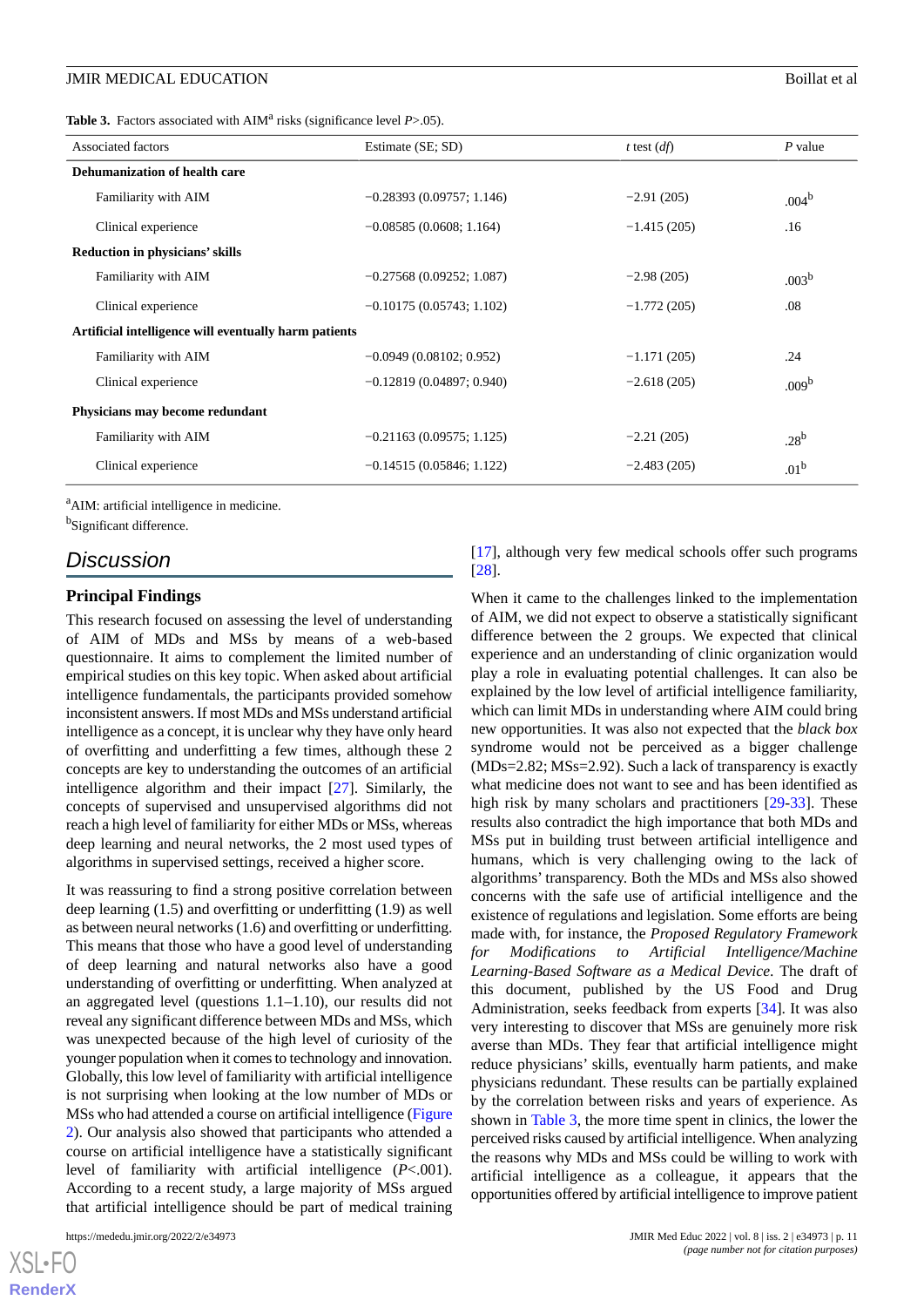**Table 3.** Factors associated with AIM[a] risks (significance level $P$>.05).

| Associated factors | Estimate (SE; SD) | $t$ test ($df$) | $P$ value |
|---|---|---|---|
| **Dehumanization of health care** | | | |
| Familiarity with AIM | −0.28393 (0.09757; 1.146) | −2.91 (205) | .004[b] |
| Clinical experience | −0.08585 (0.0608; 1.164) | −1.415 (205) | .16 |
| **Reduction in physicians' skills** | | | |
| Familiarity with AIM | −0.27568 (0.09252; 1.087) | −2.98 (205) | .003[b] |
| Clinical experience | −0.10175 (0.05743; 1.102) | −1.772 (205) | .08 |
| **Artificial intelligence will eventually harm patients** | | | |
| Familiarity with AIM | −0.0949 (0.08102; 0.952) | −1.171 (205) | .24 |
| Clinical experience | −0.12819 (0.04897; 0.940) | −2.618 (205) | .009[b] |
| **Physicians may become redundant** | | | |
| Familiarity with AIM | −0.21163 (0.09575; 1.125) | −2.21 (205) | .28[b] |
| Clinical experience | −0.14515 (0.05846; 1.122) | −2.483 (205) | .01[b] |

[a]AIM: artificial intelligence in medicine.

[b]Significant difference.

## Discussion

### Principal Findings

This research focused on assessing the level of understanding of AIM of MDs and MSs by means of a web-based questionnaire. It aims to complement the limited number of empirical studies on this key topic. When asked about artificial intelligence fundamentals, the participants provided somehow inconsistent answers. If most MDs and MSs understand artificial intelligence as a concept, it is unclear why they have only heard of overfitting and underfitting a few times, although these 2 concepts are key to understanding the outcomes of an artificial intelligence algorithm and their impact [27]. Similarly, the concepts of supervised and unsupervised algorithms did not reach a high level of familiarity for either MDs or MSs, whereas deep learning and neural networks, the 2 most used types of algorithms in supervised settings, received a higher score.

It was reassuring to find a strong positive correlation between deep learning (1.5) and overfitting or underfitting (1.9) as well as between neural networks (1.6) and overfitting or underfitting. This means that those who have a good level of understanding of deep learning and natural networks also have a good understanding of overfitting or underfitting. When analyzed at an aggregated level (questions 1.1–1.10), our results did not reveal any significant difference between MDs and MSs, which was unexpected because of the high level of curiosity of the younger population when it comes to technology and innovation. Globally, this low level of familiarity with artificial intelligence is not surprising when looking at the low number of MDs or MSs who had attended a course on artificial intelligence (Figure 2). Our analysis also showed that participants who attended a course on artificial intelligence have a statistically significant level of familiarity with artificial intelligence ($P$<.001). According to a recent study, a large majority of MSs argued that artificial intelligence should be part of medical training [17], although very few medical schools offer such programs [28].

When it came to the challenges linked to the implementation of AIM, we did not expect to observe a statistically significant difference between the 2 groups. We expected that clinical experience and an understanding of clinic organization would play a role in evaluating potential challenges. It can also be explained by the low level of artificial intelligence familiarity, which can limit MDs in understanding where AIM could bring new opportunities. It was also not expected that the *black box* syndrome would not be perceived as a bigger challenge (MDs=2.82; MSs=2.92). Such a lack of transparency is exactly what medicine does not want to see and has been identified as high risk by many scholars and practitioners [29-33]. These results also contradict the high importance that both MDs and MSs put in building trust between artificial intelligence and humans, which is very challenging owing to the lack of algorithms' transparency. Both the MDs and MSs also showed concerns with the safe use of artificial intelligence and the existence of regulations and legislation. Some efforts are being made with, for instance, the *Proposed Regulatory Framework for Modifications to Artificial Intelligence/Machine Learning-Based Software as a Medical Device*. The draft of this document, published by the US Food and Drug Administration, seeks feedback from experts [34]. It was also very interesting to discover that MSs are genuinely more risk averse than MDs. They fear that artificial intelligence might reduce physicians' skills, eventually harm patients, and make physicians redundant. These results can be partially explained by the correlation between risks and years of experience. As shown in Table 3, the more time spent in clinics, the lower the perceived risks caused by artificial intelligence. When analyzing the reasons why MDs and MSs could be willing to work with artificial intelligence as a colleague, it appears that the opportunities offered by artificial intelligence to improve patient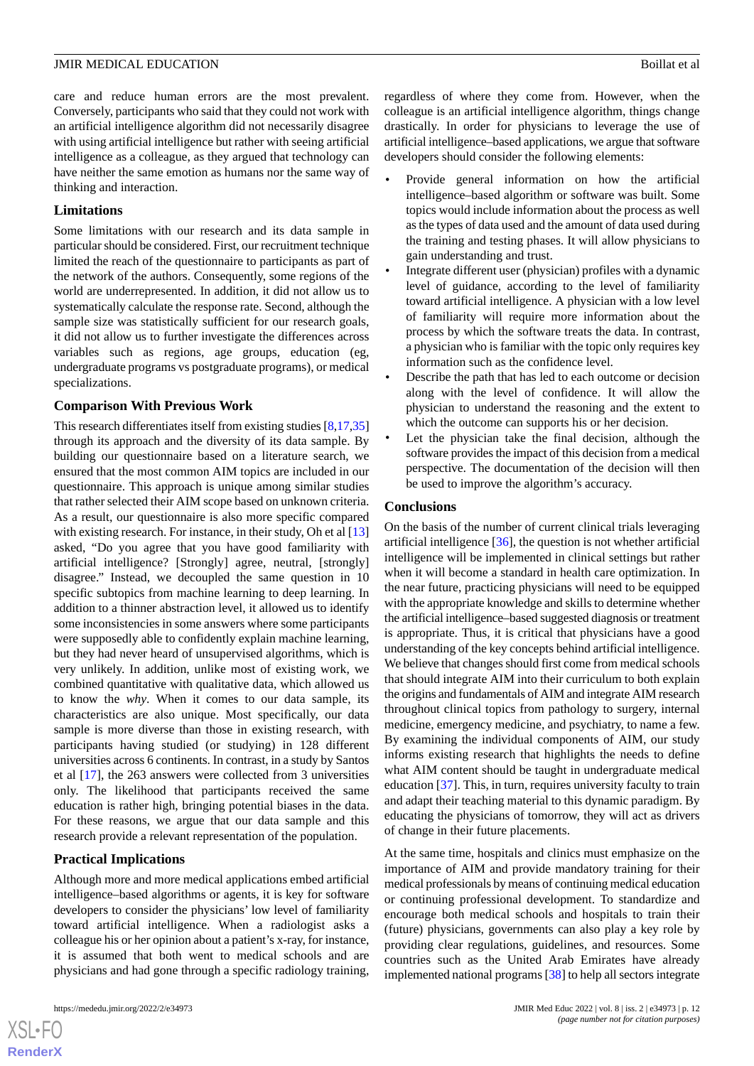care and reduce human errors are the most prevalent. Conversely, participants who said that they could not work with an artificial intelligence algorithm did not necessarily disagree with using artificial intelligence but rather with seeing artificial intelligence as a colleague, as they argued that technology can have neither the same emotion as humans nor the same way of thinking and interaction.

### Limitations

Some limitations with our research and its data sample in particular should be considered. First, our recruitment technique limited the reach of the questionnaire to participants as part of the network of the authors. Consequently, some regions of the world are underrepresented. In addition, it did not allow us to systematically calculate the response rate. Second, although the sample size was statistically sufficient for our research goals, it did not allow us to further investigate the differences across variables such as regions, age groups, education (eg, undergraduate programs vs postgraduate programs), or medical specializations.

### Comparison With Previous Work

This research differentiates itself from existing studies [8,17,35] through its approach and the diversity of its data sample. By building our questionnaire based on a literature search, we ensured that the most common AIM topics are included in our questionnaire. This approach is unique among similar studies that rather selected their AIM scope based on unknown criteria. As a result, our questionnaire is also more specific compared with existing research. For instance, in their study, Oh et al [13] asked, "Do you agree that you have good familiarity with artificial intelligence? [Strongly] agree, neutral, [strongly] disagree." Instead, we decoupled the same question in 10 specific subtopics from machine learning to deep learning. In addition to a thinner abstraction level, it allowed us to identify some inconsistencies in some answers where some participants were supposedly able to confidently explain machine learning, but they had never heard of unsupervised algorithms, which is very unlikely. In addition, unlike most of existing work, we combined quantitative with qualitative data, which allowed us to know the *why*. When it comes to our data sample, its characteristics are also unique. Most specifically, our data sample is more diverse than those in existing research, with participants having studied (or studying) in 128 different universities across 6 continents. In contrast, in a study by Santos et al [17], the 263 answers were collected from 3 universities only. The likelihood that participants received the same education is rather high, bringing potential biases in the data. For these reasons, we argue that our data sample and this research provide a relevant representation of the population.

### Practical Implications

Although more and more medical applications embed artificial intelligence–based algorithms or agents, it is key for software developers to consider the physicians' low level of familiarity toward artificial intelligence. When a radiologist asks a colleague his or her opinion about a patient's x-ray, for instance, it is assumed that both went to medical schools and are physicians and had gone through a specific radiology training, regardless of where they come from. However, when the colleague is an artificial intelligence algorithm, things change drastically. In order for physicians to leverage the use of artificial intelligence–based applications, we argue that software developers should consider the following elements:

- Provide general information on how the artificial intelligence–based algorithm or software was built. Some topics would include information about the process as well as the types of data used and the amount of data used during the training and testing phases. It will allow physicians to gain understanding and trust.
- Integrate different user (physician) profiles with a dynamic level of guidance, according to the level of familiarity toward artificial intelligence. A physician with a low level of familiarity will require more information about the process by which the software treats the data. In contrast, a physician who is familiar with the topic only requires key information such as the confidence level.
- Describe the path that has led to each outcome or decision along with the level of confidence. It will allow the physician to understand the reasoning and the extent to which the outcome can supports his or her decision.
- Let the physician take the final decision, although the software provides the impact of this decision from a medical perspective. The documentation of the decision will then be used to improve the algorithm's accuracy.

### Conclusions

On the basis of the number of current clinical trials leveraging artificial intelligence [36], the question is not whether artificial intelligence will be implemented in clinical settings but rather when it will become a standard in health care optimization. In the near future, practicing physicians will need to be equipped with the appropriate knowledge and skills to determine whether the artificial intelligence–based suggested diagnosis or treatment is appropriate. Thus, it is critical that physicians have a good understanding of the key concepts behind artificial intelligence. We believe that changes should first come from medical schools that should integrate AIM into their curriculum to both explain the origins and fundamentals of AIM and integrate AIM research throughout clinical topics from pathology to surgery, internal medicine, emergency medicine, and psychiatry, to name a few. By examining the individual components of AIM, our study informs existing research that highlights the needs to define what AIM content should be taught in undergraduate medical education [37]. This, in turn, requires university faculty to train and adapt their teaching material to this dynamic paradigm. By educating the physicians of tomorrow, they will act as drivers of change in their future placements.

At the same time, hospitals and clinics must emphasize on the importance of AIM and provide mandatory training for their medical professionals by means of continuing medical education or continuing professional development. To standardize and encourage both medical schools and hospitals to train their (future) physicians, governments can also play a key role by providing clear regulations, guidelines, and resources. Some countries such as the United Arab Emirates have already implemented national programs [38] to help all sectors integrate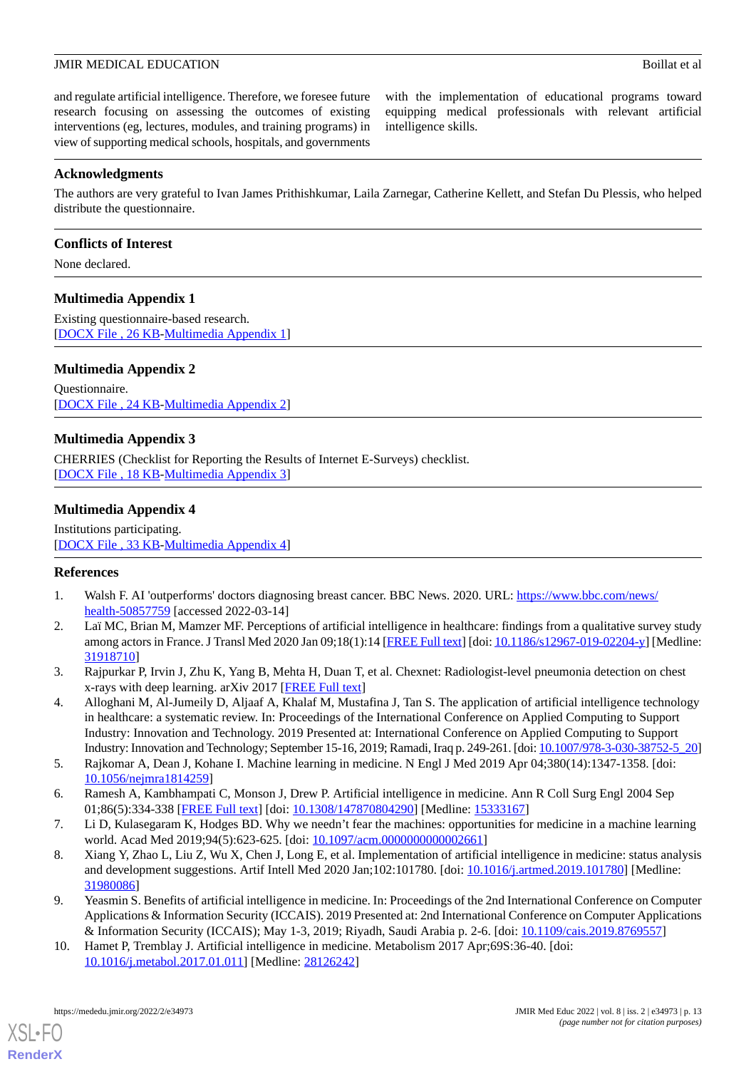and regulate artificial intelligence. Therefore, we foresee future research focusing on assessing the outcomes of existing interventions (eg, lectures, modules, and training programs) in view of supporting medical schools, hospitals, and governments with the implementation of educational programs toward equipping medical professionals with relevant artificial intelligence skills.

## Acknowledgments

The authors are very grateful to Ivan James Prithishkumar, Laila Zarnegar, Catherine Kellett, and Stefan Du Plessis, who helped distribute the questionnaire.

## Conflicts of Interest

None declared.

## Multimedia Appendix 1

Existing questionnaire-based research.
[DOCX File , 26 KB-Multimedia Appendix 1]

## Multimedia Appendix 2

Questionnaire.
[DOCX File , 24 KB-Multimedia Appendix 2]

## Multimedia Appendix 3

CHERRIES (Checklist for Reporting the Results of Internet E-Surveys) checklist.
[DOCX File , 18 KB-Multimedia Appendix 3]

## Multimedia Appendix 4

Institutions participating.
[DOCX File , 33 KB-Multimedia Appendix 4]

## References

1. Walsh F. AI 'outperforms' doctors diagnosing breast cancer. BBC News. 2020. URL: https://www.bbc.com/news/health-50857759 [accessed 2022-03-14]
2. Laï MC, Brian M, Mamzer MF. Perceptions of artificial intelligence in healthcare: findings from a qualitative survey study among actors in France. J Transl Med 2020 Jan 09;18(1):14 [FREE Full text] [doi: 10.1186/s12967-019-02204-y] [Medline: 31918710]
3. Rajpurkar P, Irvin J, Zhu K, Yang B, Mehta H, Duan T, et al. Chexnet: Radiologist-level pneumonia detection on chest x-rays with deep learning. arXiv 2017 [FREE Full text]
4. Alloghani M, Al-Jumeily D, Aljaaf A, Khalaf M, Mustafina J, Tan S. The application of artificial intelligence technology in healthcare: a systematic review. In: Proceedings of the International Conference on Applied Computing to Support Industry: Innovation and Technology. 2019 Presented at: International Conference on Applied Computing to Support Industry: Innovation and Technology; September 15-16, 2019; Ramadi, Iraq p. 249-261. [doi: 10.1007/978-3-030-38752-5_20]
5. Rajkomar A, Dean J, Kohane I. Machine learning in medicine. N Engl J Med 2019 Apr 04;380(14):1347-1358. [doi: 10.1056/nejmra1814259]
6. Ramesh A, Kambhampati C, Monson J, Drew P. Artificial intelligence in medicine. Ann R Coll Surg Engl 2004 Sep 01;86(5):334-338 [FREE Full text] [doi: 10.1308/147870804290] [Medline: 15333167]
7. Li D, Kulasegaram K, Hodges BD. Why we needn't fear the machines: opportunities for medicine in a machine learning world. Acad Med 2019;94(5):623-625. [doi: 10.1097/acm.0000000000002661]
8. Xiang Y, Zhao L, Liu Z, Wu X, Chen J, Long E, et al. Implementation of artificial intelligence in medicine: status analysis and development suggestions. Artif Intell Med 2020 Jan;102:101780. [doi: 10.1016/j.artmed.2019.101780] [Medline: 31980086]
9. Yeasmin S. Benefits of artificial intelligence in medicine. In: Proceedings of the 2nd International Conference on Computer Applications & Information Security (ICCAIS). 2019 Presented at: 2nd International Conference on Computer Applications & Information Security (ICCAIS); May 1-3, 2019; Riyadh, Saudi Arabia p. 2-6. [doi: 10.1109/cais.2019.8769557]
10. Hamet P, Tremblay J. Artificial intelligence in medicine. Metabolism 2017 Apr;69S:36-40. [doi: 10.1016/j.metabol.2017.01.011] [Medline: 28126242]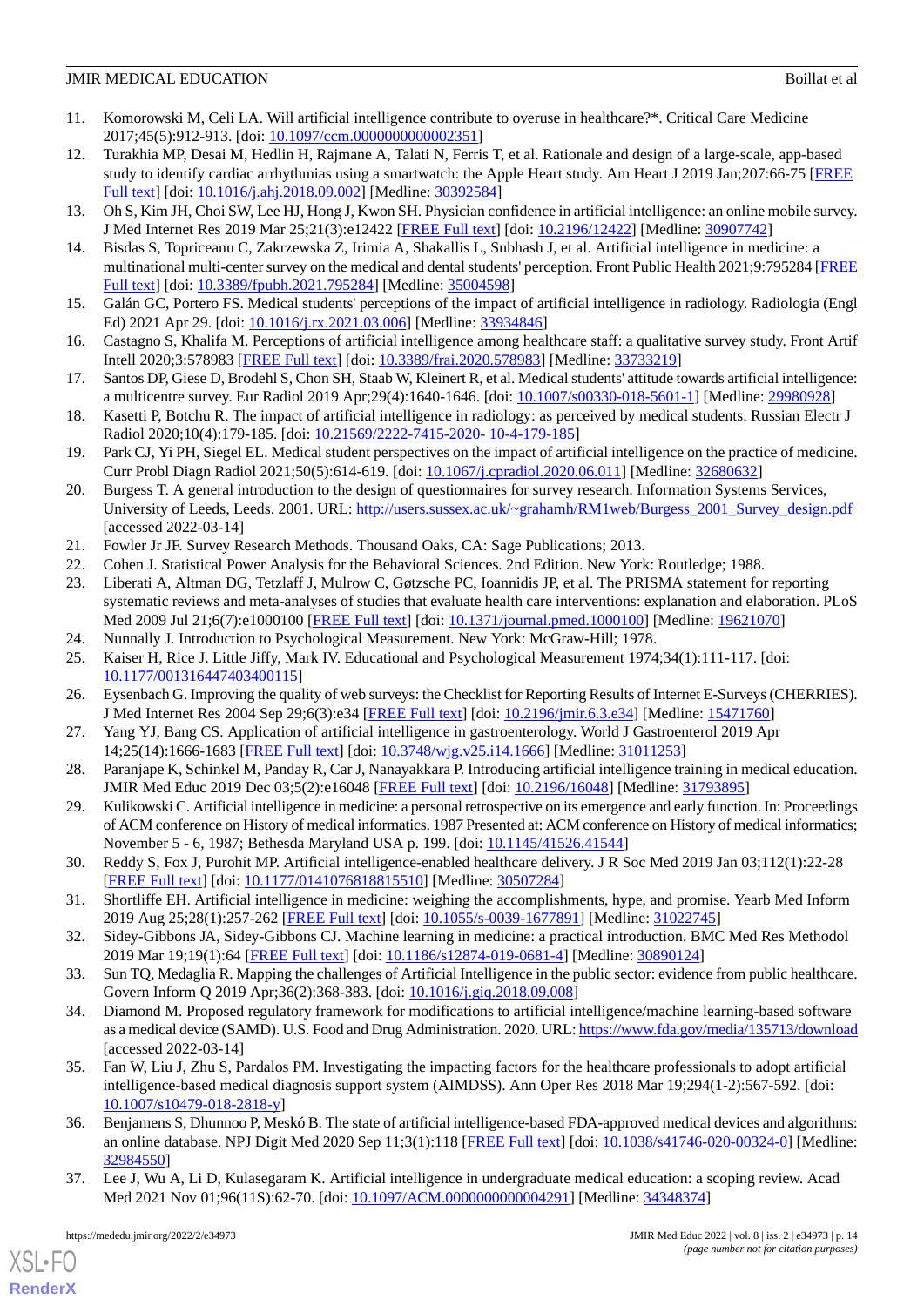11. Komorowski M, Celi LA. Will artificial intelligence contribute to overuse in healthcare?*. Critical Care Medicine 2017;45(5):912-913. [doi: 10.1097/ccm.0000000000002351]
12. Turakhia MP, Desai M, Hedlin H, Rajmane A, Talati N, Ferris T, et al. Rationale and design of a large-scale, app-based study to identify cardiac arrhythmias using a smartwatch: the Apple Heart study. Am Heart J 2019 Jan;207:66-75 [FREE Full text] [doi: 10.1016/j.ahj.2018.09.002] [Medline: 30392584]
13. Oh S, Kim JH, Choi SW, Lee HJ, Hong J, Kwon SH. Physician confidence in artificial intelligence: an online mobile survey. J Med Internet Res 2019 Mar 25;21(3):e12422 [FREE Full text] [doi: 10.2196/12422] [Medline: 30907742]
14. Bisdas S, Topriceanu C, Zakrzewska Z, Irimia A, Shakallis L, Subhash J, et al. Artificial intelligence in medicine: a multinational multi-center survey on the medical and dental students' perception. Front Public Health 2021;9:795284 [FREE Full text] [doi: 10.3389/fpubh.2021.795284] [Medline: 35004598]
15. Galán GC, Portero FS. Medical students' perceptions of the impact of artificial intelligence in radiology. Radiologia (Engl Ed) 2021 Apr 29. [doi: 10.1016/j.rx.2021.03.006] [Medline: 33934846]
16. Castagno S, Khalifa M. Perceptions of artificial intelligence among healthcare staff: a qualitative survey study. Front Artif Intell 2020;3:578983 [FREE Full text] [doi: 10.3389/frai.2020.578983] [Medline: 33733219]
17. Santos DP, Giese D, Brodehl S, Chon SH, Staab W, Kleinert R, et al. Medical students' attitude towards artificial intelligence: a multicentre survey. Eur Radiol 2019 Apr;29(4):1640-1646. [doi: 10.1007/s00330-018-5601-1] [Medline: 29980928]
18. Kasetti P, Botchu R. The impact of artificial intelligence in radiology: as perceived by medical students. Russian Electr J Radiol 2020;10(4):179-185. [doi: 10.21569/2222-7415-2020- 10-4-179-185]
19. Park CJ, Yi PH, Siegel EL. Medical student perspectives on the impact of artificial intelligence on the practice of medicine. Curr Probl Diagn Radiol 2021;50(5):614-619. [doi: 10.1067/j.cpradiol.2020.06.011] [Medline: 32680632]
20. Burgess T. A general introduction to the design of questionnaires for survey research. Information Systems Services, University of Leeds, Leeds. 2001. URL: http://users.sussex.ac.uk/~grahamh/RM1web/Burgess_2001_Survey_design.pdf [accessed 2022-03-14]
21. Fowler Jr JF. Survey Research Methods. Thousand Oaks, CA: Sage Publications; 2013.
22. Cohen J. Statistical Power Analysis for the Behavioral Sciences. 2nd Edition. New York: Routledge; 1988.
23. Liberati A, Altman DG, Tetzlaff J, Mulrow C, Gøtzsche PC, Ioannidis JP, et al. The PRISMA statement for reporting systematic reviews and meta-analyses of studies that evaluate health care interventions: explanation and elaboration. PLoS Med 2009 Jul 21;6(7):e1000100 [FREE Full text] [doi: 10.1371/journal.pmed.1000100] [Medline: 19621070]
24. Nunnally J. Introduction to Psychological Measurement. New York: McGraw-Hill; 1978.
25. Kaiser H, Rice J. Little Jiffy, Mark IV. Educational and Psychological Measurement 1974;34(1):111-117. [doi: 10.1177/001316447403400115]
26. Eysenbach G. Improving the quality of web surveys: the Checklist for Reporting Results of Internet E-Surveys (CHERRIES). J Med Internet Res 2004 Sep 29;6(3):e34 [FREE Full text] [doi: 10.2196/jmir.6.3.e34] [Medline: 15471760]
27. Yang YJ, Bang CS. Application of artificial intelligence in gastroenterology. World J Gastroenterol 2019 Apr 14;25(14):1666-1683 [FREE Full text] [doi: 10.3748/wjg.v25.i14.1666] [Medline: 31011253]
28. Paranjape K, Schinkel M, Panday R, Car J, Nanayakkara P. Introducing artificial intelligence training in medical education. JMIR Med Educ 2019 Dec 03;5(2):e16048 [FREE Full text] [doi: 10.2196/16048] [Medline: 31793895]
29. Kulikowski C. Artificial intelligence in medicine: a personal retrospective on its emergence and early function. In: Proceedings of ACM conference on History of medical informatics. 1987 Presented at: ACM conference on History of medical informatics; November 5 - 6, 1987; Bethesda Maryland USA p. 199. [doi: 10.1145/41526.41544]
30. Reddy S, Fox J, Purohit MP. Artificial intelligence-enabled healthcare delivery. J R Soc Med 2019 Jan 03;112(1):22-28 [FREE Full text] [doi: 10.1177/0141076818815510] [Medline: 30507284]
31. Shortliffe EH. Artificial intelligence in medicine: weighing the accomplishments, hype, and promise. Yearb Med Inform 2019 Aug 25;28(1):257-262 [FREE Full text] [doi: 10.1055/s-0039-1677891] [Medline: 31022745]
32. Sidey-Gibbons JA, Sidey-Gibbons CJ. Machine learning in medicine: a practical introduction. BMC Med Res Methodol 2019 Mar 19;19(1):64 [FREE Full text] [doi: 10.1186/s12874-019-0681-4] [Medline: 30890124]
33. Sun TQ, Medaglia R. Mapping the challenges of Artificial Intelligence in the public sector: evidence from public healthcare. Govern Inform Q 2019 Apr;36(2):368-383. [doi: 10.1016/j.giq.2018.09.008]
34. Diamond M. Proposed regulatory framework for modifications to artificial intelligence/machine learning-based software as a medical device (SAMD). U.S. Food and Drug Administration. 2020. URL: https://www.fda.gov/media/135713/download [accessed 2022-03-14]
35. Fan W, Liu J, Zhu S, Pardalos PM. Investigating the impacting factors for the healthcare professionals to adopt artificial intelligence-based medical diagnosis support system (AIMDSS). Ann Oper Res 2018 Mar 19;294(1-2):567-592. [doi: 10.1007/s10479-018-2818-y]
36. Benjamens S, Dhunnoo P, Meskó B. The state of artificial intelligence-based FDA-approved medical devices and algorithms: an online database. NPJ Digit Med 2020 Sep 11;3(1):118 [FREE Full text] [doi: 10.1038/s41746-020-00324-0] [Medline: 32984550]
37. Lee J, Wu A, Li D, Kulasegaram K. Artificial intelligence in undergraduate medical education: a scoping review. Acad Med 2021 Nov 01;96(11S):62-70. [doi: 10.1097/ACM.0000000000004291] [Medline: 34348374]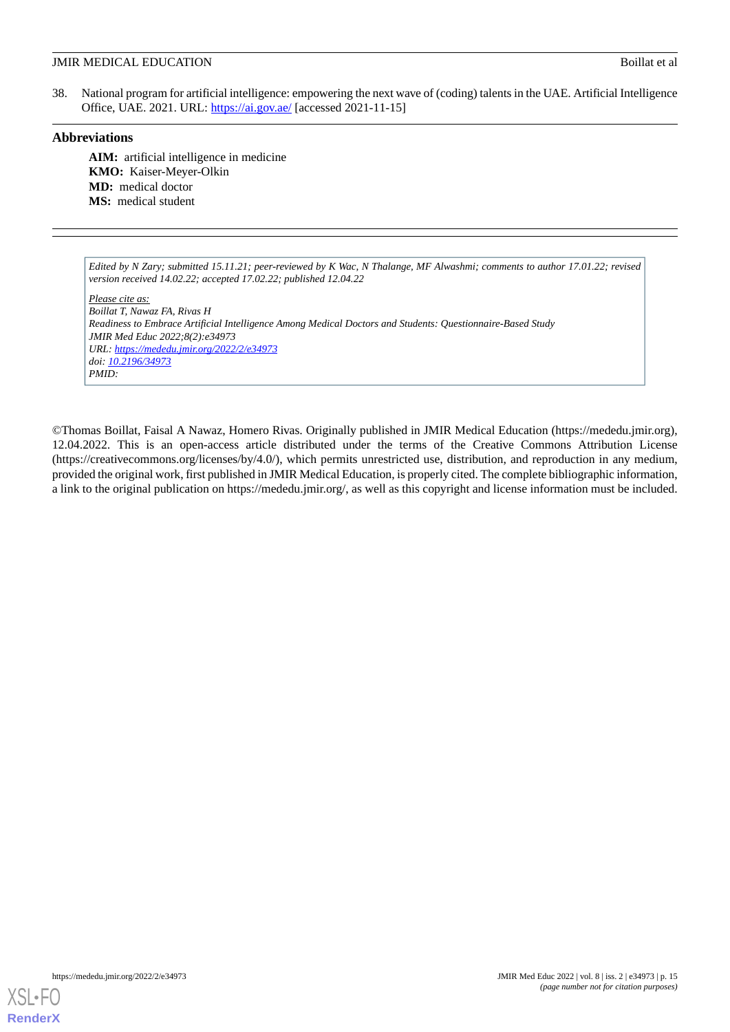38. National program for artificial intelligence: empowering the next wave of (coding) talents in the UAE. Artificial Intelligence Office, UAE. 2021. URL: https://ai.gov.ae/ [accessed 2021-11-15]

## Abbreviations

**AIM:** artificial intelligence in medicine
**KMO:** Kaiser-Meyer-Olkin
**MD:** medical doctor
**MS:** medical student

*Edited by N Zary; submitted 15.11.21; peer-reviewed by K Wac, N Thalange, MF Alwashmi; comments to author 17.01.22; revised version received 14.02.22; accepted 17.02.22; published 12.04.22*

*Please cite as:*
*Boillat T, Nawaz FA, Rivas H*
*Readiness to Embrace Artificial Intelligence Among Medical Doctors and Students: Questionnaire-Based Study*
*JMIR Med Educ 2022;8(2):e34973*
*URL: https://mededu.jmir.org/2022/2/e34973*
*doi: 10.2196/34973*
*PMID:*

©Thomas Boillat, Faisal A Nawaz, Homero Rivas. Originally published in JMIR Medical Education (https://mededu.jmir.org), 12.04.2022. This is an open-access article distributed under the terms of the Creative Commons Attribution License (https://creativecommons.org/licenses/by/4.0/), which permits unrestricted use, distribution, and reproduction in any medium, provided the original work, first published in JMIR Medical Education, is properly cited. The complete bibliographic information, a link to the original publication on https://mededu.jmir.org/, as well as this copyright and license information must be included.